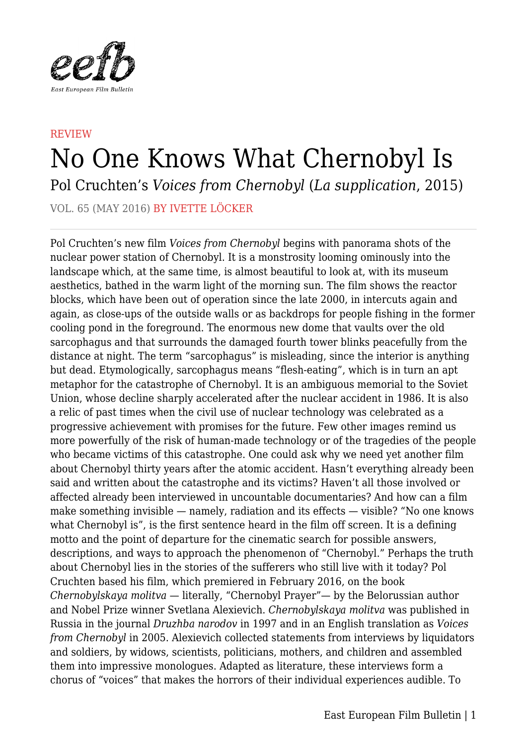REVIEW

# No One Knows What Chernobyl Is

## Pol Cruchten's *Voices from Chernobyl* (*La supplication*, 2015)

VOL. 65 (MAY 2016) BY IVETTE LÖCKER

Pol Cruchten's new film *Voices from Chernobyl* begins with panorama shots of the nuclear power station of Chernobyl. It is a monstrosity looming ominously into the landscape which, at the same time, is almost beautiful to look at, with its museum aesthetics, bathed in the warm light of the morning sun. The film shows the reactor blocks, which have been out of operation since the late 2000, in intercuts again and again, as close-ups of the outside walls or as backdrops for people fishing in the former cooling pond in the foreground. The enormous new dome that vaults over the old sarcophagus and that surrounds the damaged fourth tower blinks peacefully from the distance at night. The term "sarcophagus" is misleading, since the interior is anything but dead. Etymologically, sarcophagus means "flesh-eating", which is in turn an apt metaphor for the catastrophe of Chernobyl. It is an ambiguous memorial to the Soviet Union, whose decline sharply accelerated after the nuclear accident in 1986. It is also a relic of past times when the civil use of nuclear technology was celebrated as a progressive achievement with promises for the future. Few other images remind us more powerfully of the risk of human-made technology or of the tragedies of the people who became victims of this catastrophe. One could ask why we need yet another film about Chernobyl thirty years after the atomic accident. Hasn't everything already been said and written about the catastrophe and its victims? Haven't all those involved or affected already been interviewed in uncountable documentaries? And how can a film make something invisible — namely, radiation and its effects — visible? "No one knows what Chernobyl is", is the first sentence heard in the film off screen. It is a defining motto and the point of departure for the cinematic search for possible answers, descriptions, and ways to approach the phenomenon of "Chernobyl." Perhaps the truth about Chernobyl lies in the stories of the sufferers who still live with it today? Pol Cruchten based his film, which premiered in February 2016, on the book *Chernobylskaya molitva* — literally, "Chernobyl Prayer"— by the Belorussian author and Nobel Prize winner Svetlana Alexievich. *Chernobylskaya molitva* was published in Russia in the journal *Druzhba narodov* in 1997 and in an English translation as *Voices from Chernobyl* in 2005. Alexievich collected statements from interviews by liquidators and soldiers, by widows, scientists, politicians, mothers, and children and assembled them into impressive monologues. Adapted as literature, these interviews form a chorus of "voices" that makes the horrors of their individual experiences audible. To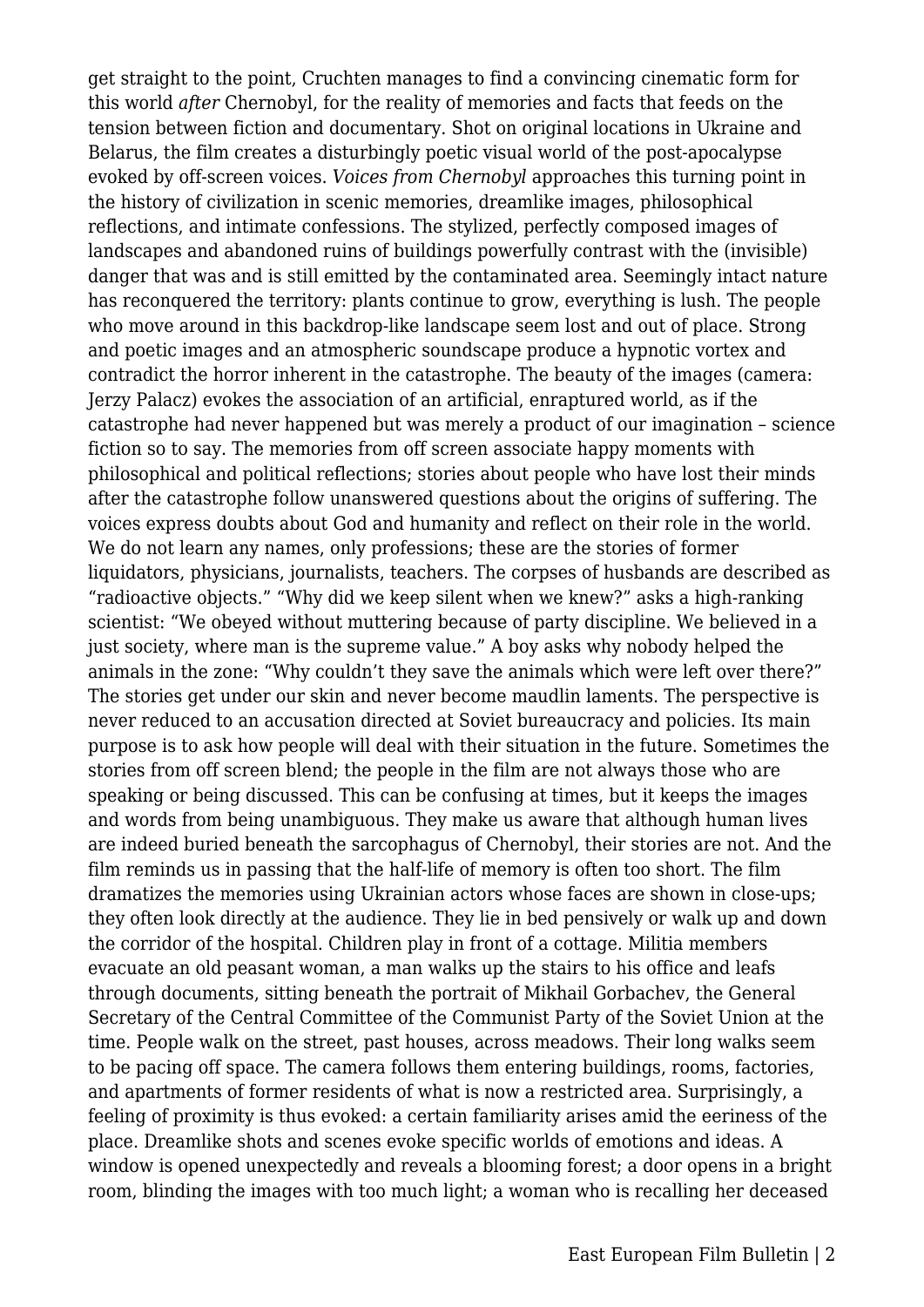get straight to the point, Cruchten manages to find a convincing cinematic form for this world *after* Chernobyl, for the reality of memories and facts that feeds on the tension between fiction and documentary. Shot on original locations in Ukraine and Belarus, the film creates a disturbingly poetic visual world of the post-apocalypse evoked by off-screen voices. *Voices from Chernobyl* approaches this turning point in the history of civilization in scenic memories, dreamlike images, philosophical reflections, and intimate confessions. The stylized, perfectly composed images of landscapes and abandoned ruins of buildings powerfully contrast with the (invisible) danger that was and is still emitted by the contaminated area. Seemingly intact nature has reconquered the territory: plants continue to grow, everything is lush. The people who move around in this backdrop-like landscape seem lost and out of place. Strong and poetic images and an atmospheric soundscape produce a hypnotic vortex and contradict the horror inherent in the catastrophe. The beauty of the images (camera: Jerzy Palacz) evokes the association of an artificial, enraptured world, as if the catastrophe had never happened but was merely a product of our imagination – science fiction so to say. The memories from off screen associate happy moments with philosophical and political reflections; stories about people who have lost their minds after the catastrophe follow unanswered questions about the origins of suffering. The voices express doubts about God and humanity and reflect on their role in the world. We do not learn any names, only professions; these are the stories of former liquidators, physicians, journalists, teachers. The corpses of husbands are described as "radioactive objects." "Why did we keep silent when we knew?" asks a high-ranking scientist: "We obeyed without muttering because of party discipline. We believed in a just society, where man is the supreme value." A boy asks why nobody helped the animals in the zone: "Why couldn't they save the animals which were left over there?" The stories get under our skin and never become maudlin laments. The perspective is never reduced to an accusation directed at Soviet bureaucracy and policies. Its main purpose is to ask how people will deal with their situation in the future. Sometimes the stories from off screen blend; the people in the film are not always those who are speaking or being discussed. This can be confusing at times, but it keeps the images and words from being unambiguous. They make us aware that although human lives are indeed buried beneath the sarcophagus of Chernobyl, their stories are not. And the film reminds us in passing that the half-life of memory is often too short. The film dramatizes the memories using Ukrainian actors whose faces are shown in close-ups; they often look directly at the audience. They lie in bed pensively or walk up and down the corridor of the hospital. Children play in front of a cottage. Militia members evacuate an old peasant woman, a man walks up the stairs to his office and leafs through documents, sitting beneath the portrait of Mikhail Gorbachev, the General Secretary of the Central Committee of the Communist Party of the Soviet Union at the time. People walk on the street, past houses, across meadows. Their long walks seem to be pacing off space. The camera follows them entering buildings, rooms, factories, and apartments of former residents of what is now a restricted area. Surprisingly, a feeling of proximity is thus evoked: a certain familiarity arises amid the eeriness of the place. Dreamlike shots and scenes evoke specific worlds of emotions and ideas. A window is opened unexpectedly and reveals a blooming forest; a door opens in a bright room, blinding the images with too much light; a woman who is recalling her deceased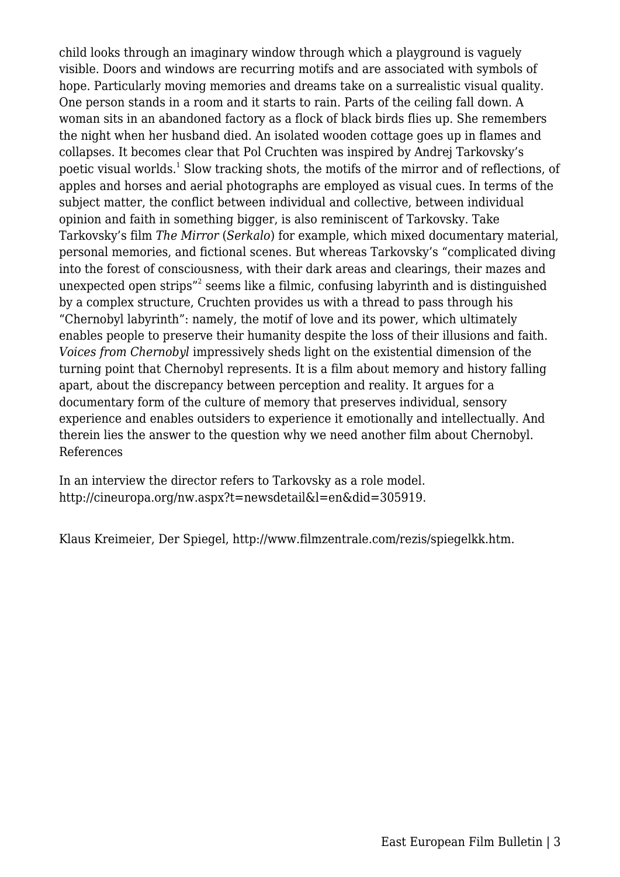child looks through an imaginary window through which a playground is vaguely visible. Doors and windows are recurring motifs and are associated with symbols of hope. Particularly moving memories and dreams take on a surrealistic visual quality. One person stands in a room and it starts to rain. Parts of the ceiling fall down. A woman sits in an abandoned factory as a flock of black birds flies up. She remembers the night when her husband died. An isolated wooden cottage goes up in flames and collapses. It becomes clear that Pol Cruchten was inspired by Andrej Tarkovsky's poetic visual worlds.[1] Slow tracking shots, the motifs of the mirror and of reflections, of apples and horses and aerial photographs are employed as visual cues. In terms of the subject matter, the conflict between individual and collective, between individual opinion and faith in something bigger, is also reminiscent of Tarkovsky. Take Tarkovsky's film *The Mirror* (*Serkalo*) for example, which mixed documentary material, personal memories, and fictional scenes. But whereas Tarkovsky's "complicated diving into the forest of consciousness, with their dark areas and clearings, their mazes and unexpected open strips"[2] seems like a filmic, confusing labyrinth and is distinguished by a complex structure, Cruchten provides us with a thread to pass through his "Chernobyl labyrinth": namely, the motif of love and its power, which ultimately enables people to preserve their humanity despite the loss of their illusions and faith. *Voices from Chernobyl* impressively sheds light on the existential dimension of the turning point that Chernobyl represents. It is a film about memory and history falling apart, about the discrepancy between perception and reality. It argues for a documentary form of the culture of memory that preserves individual, sensory experience and enables outsiders to experience it emotionally and intellectually. And therein lies the answer to the question why we need another film about Chernobyl.

References

In an interview the director refers to Tarkovsky as a role model. http://cineuropa.org/nw.aspx?t=newsdetail&l=en&did=305919.

Klaus Kreimeier, Der Spiegel, http://www.filmzentrale.com/rezis/spiegelkk.htm.